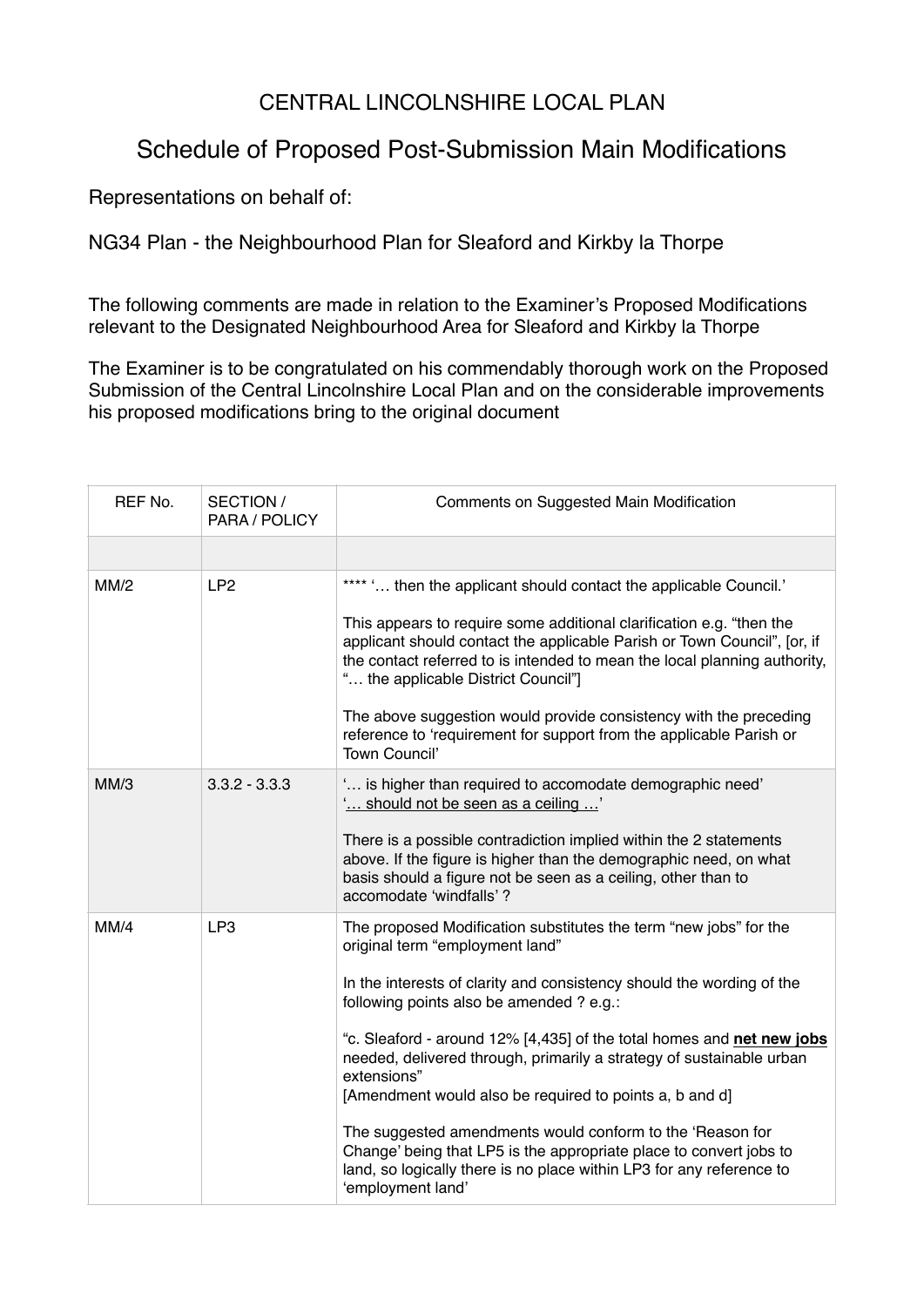# CENTRAL LINCOLNSHIRE LOCAL PLAN

## Schedule of Proposed Post-Submission Main Modifications

Representations on behalf of:

NG34 Plan - the Neighbourhood Plan for Sleaford and Kirkby la Thorpe

The following comments are made in relation to the Examiner's Proposed Modifications relevant to the Designated Neighbourhood Area for Sleaford and Kirkby la Thorpe

The Examiner is to be congratulated on his commendably thorough work on the Proposed Submission of the Central Lincolnshire Local Plan and on the considerable improvements his proposed modifications bring to the original document

| REF No. | SECTION / PARA / POLICY | Comments on Suggested Main Modification |
|---|---|---|
| | | |
| MM/2 | LP2 | **** '… then the applicant should contact the applicable Council.'<br><br>This appears to require some additional clarification e.g. "then the applicant should contact the applicable Parish or Town Council", [or, if the contact referred to is intended to mean the local planning authority, "… the applicable District Council"]<br><br>The above suggestion would provide consistency with the preceding reference to 'requirement for support from the applicable Parish or Town Council' |
| MM/3 | 3.3.2 - 3.3.3 | '… is higher than required to accomodate demographic need'<br><u>'… should not be seen as a ceiling …'</u><br><br>There is a possible contradiction implied within the 2 statements above. If the figure is higher than the demographic need, on what basis should a figure not be seen as a ceiling, other than to accomodate 'windfalls' ? |
| MM/4 | LP3 | The proposed Modification substitutes the term "new jobs" for the original term "employment land"<br><br>In the interests of clarity and consistency should the wording of the following points also be amended ? e.g.:<br><br>"c. Sleaford - around 12% [4,435] of the total homes and <u>**net new jobs**</u> needed, delivered through, primarily a strategy of sustainable urban extensions"<br>[Amendment would also be required to points a, b and d]<br><br>The suggested amendments would conform to the 'Reason for Change' being that LP5 is the appropriate place to convert jobs to land, so logically there is no place within LP3 for any reference to 'employment land' |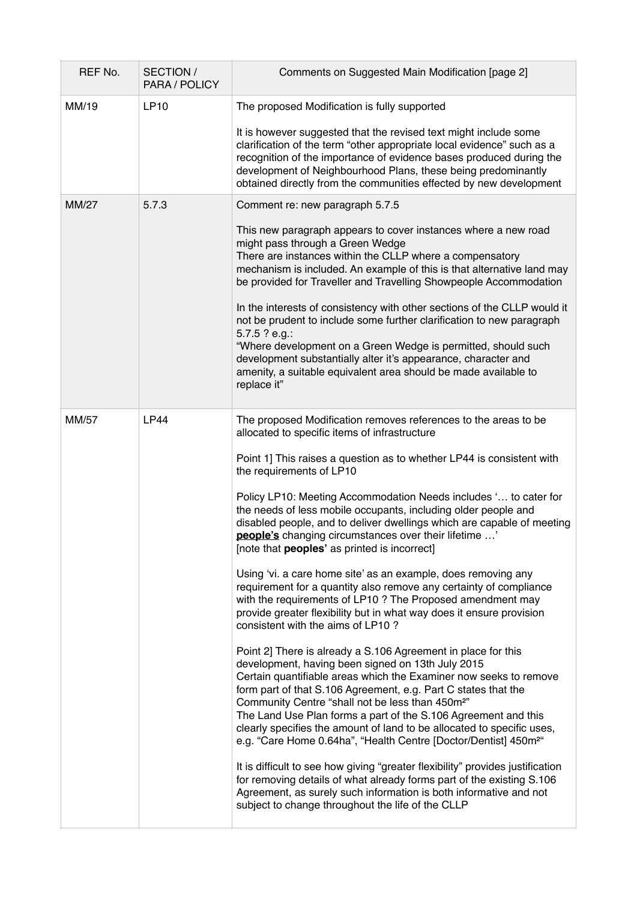| REF No. | SECTION / PARA / POLICY | Comments on Suggested Main Modification [page 2] |
|---|---|---|
| MM/19 | LP10 | The proposed Modification is fully supported<br><br>It is however suggested that the revised text might include some clarification of the term "other appropriate local evidence" such as a recognition of the importance of evidence bases produced during the development of Neighbourhood Plans, these being predominantly obtained directly from the communities effected by new development |
| MM/27 | 5.7.3 | Comment re: new paragraph 5.7.5<br><br>This new paragraph appears to cover instances where a new road might pass through a Green Wedge<br>There are instances within the CLLP where a compensatory mechanism is included. An example of this is that alternative land may be provided for Traveller and Travelling Showpeople Accommodation<br><br>In the interests of consistency with other sections of the CLLP would it not be prudent to include some further clarification to new paragraph 5.7.5 ? e.g.:<br>"Where development on a Green Wedge is permitted, should such development substantially alter it's appearance, character and amenity, a suitable equivalent area should be made available to replace it" |
| MM/57 | LP44 | The proposed Modification removes references to the areas to be allocated to specific items of infrastructure<br><br>Point 1] This raises a question as to whether LP44 is consistent with the requirements of LP10<br><br>Policy LP10: Meeting Accommodation Needs includes '… to cater for the needs of less mobile occupants, including older people and disabled people, and to deliver dwellings which are capable of meeting **people's** changing circumstances over their lifetime …'<br>[note that **peoples'** as printed is incorrect]<br><br>Using 'vi. a care home site' as an example, does removing any requirement for a quantity also remove any certainty of compliance with the requirements of LP10 ? The Proposed amendment may provide greater flexibility but in what way does it ensure provision consistent with the aims of LP10 ?<br><br>Point 2] There is already a S.106 Agreement in place for this development, having been signed on 13th July 2015<br>Certain quantifiable areas which the Examiner now seeks to remove form part of that S.106 Agreement, e.g. Part C states that the Community Centre "shall not be less than 450m²"<br>The Land Use Plan forms a part of the S.106 Agreement and this clearly specifies the amount of land to be allocated to specific uses, e.g. "Care Home 0.64ha", "Health Centre [Doctor/Dentist] 450m²"<br><br>It is difficult to see how giving "greater flexibility" provides justification for removing details of what already forms part of the existing S.106 Agreement, as surely such information is both informative and not subject to change throughout the life of the CLLP |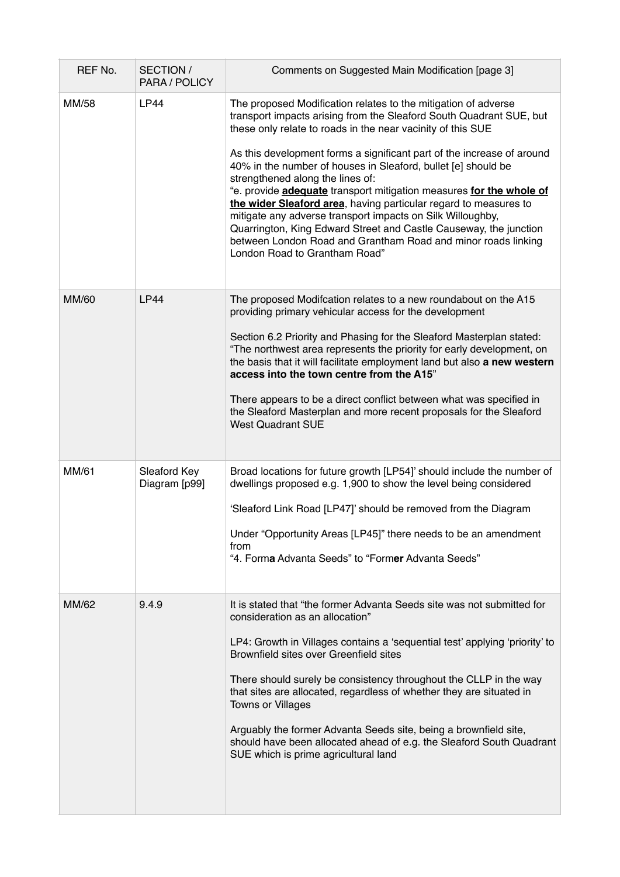| REF No. | SECTION / PARA / POLICY | Comments on Suggested Main Modification [page 3] |
|---|---|---|
| MM/58 | LP44 | The proposed Modification relates to the mitigation of adverse transport impacts arising from the Sleaford South Quadrant SUE, but these only relate to roads in the near vacinity of this SUE<br><br>As this development forms a significant part of the increase of around 40% in the number of houses in Sleaford, bullet [e] should be strengthened along the lines of:<br>"e. provide **adequate** transport mitigation measures **for the whole of the wider Sleaford area**, having particular regard to measures to mitigate any adverse transport impacts on Silk Willoughby, Quarrington, King Edward Street and Castle Causeway, the junction between London Road and Grantham Road and minor roads linking London Road to Grantham Road" |
| MM/60 | LP44 | The proposed Modifcation relates to a new roundabout on the A15 providing primary vehicular access for the development<br><br>Section 6.2 Priority and Phasing for the Sleaford Masterplan stated: "The northwest area represents the priority for early development, on the basis that it will facilitate employment land but also **a new western access into the town centre from the A15**"<br><br>There appears to be a direct conflict between what was specified in the Sleaford Masterplan and more recent proposals for the Sleaford West Quadrant SUE |
| MM/61 | Sleaford Key Diagram [p99] | Broad locations for future growth [LP54]' should include the number of dwellings proposed e.g. 1,900 to show the level being considered<br><br>'Sleaford Link Road [LP47]' should be removed from the Diagram<br><br>Under "Opportunity Areas [LP45]" there needs to be an amendment from<br>"4. Form**a** Advanta Seeds" to "Form**er** Advanta Seeds" |
| MM/62 | 9.4.9 | It is stated that "the former Advanta Seeds site was not submitted for consideration as an allocation"<br><br>LP4: Growth in Villages contains a 'sequential test' applying 'priority' to Brownfield sites over Greenfield sites<br><br>There should surely be consistency throughout the CLLP in the way that sites are allocated, regardless of whether they are situated in Towns or Villages<br><br>Arguably the former Advanta Seeds site, being a brownfield site, should have been allocated ahead of e.g. the Sleaford South Quadrant SUE which is prime agricultural land |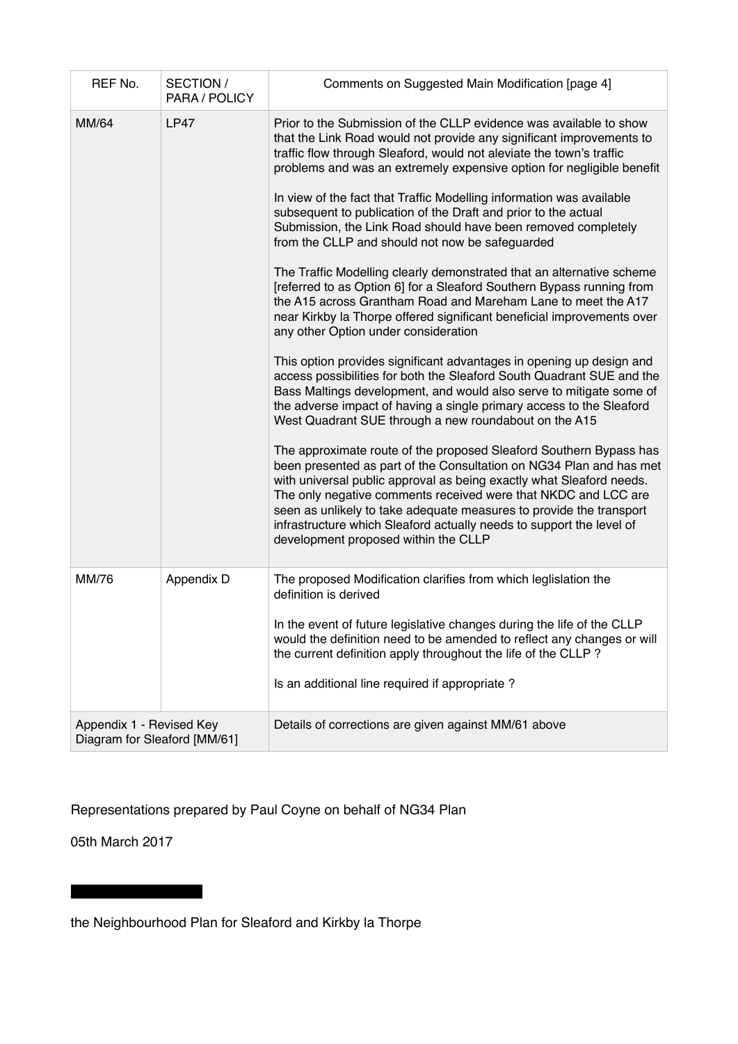| REF No. | SECTION / PARA / POLICY | Comments on Suggested Main Modification [page 4] |
| --- | --- | --- |
| MM/64 | LP47 | Prior to the Submission of the CLLP evidence was available to show that the Link Road would not provide any significant improvements to traffic flow through Sleaford, would not aleviate the town's traffic problems and was an extremely expensive option for negligible benefit<br><br>In view of the fact that Traffic Modelling information was available subsequent to publication of the Draft and prior to the actual Submission, the Link Road should have been removed completely from the CLLP and should not now be safeguarded<br><br>The Traffic Modelling clearly demonstrated that an alternative scheme [referred to as Option 6] for a Sleaford Southern Bypass running from the A15 across Grantham Road and Mareham Lane to meet the A17 near Kirkby la Thorpe offered significant beneficial improvements over any other Option under consideration<br><br>This option provides significant advantages in opening up design and access possibilities for both the Sleaford South Quadrant SUE and the Bass Maltings development, and would also serve to mitigate some of the adverse impact of having a single primary access to the Sleaford West Quadrant SUE through a new roundabout on the A15<br><br>The approximate route of the proposed Sleaford Southern Bypass has been presented as part of the Consultation on NG34 Plan and has met with universal public approval as being exactly what Sleaford needs. The only negative comments received were that NKDC and LCC are seen as unlikely to take adequate measures to provide the transport infrastructure which Sleaford actually needs to support the level of development proposed within the CLLP |
| MM/76 | Appendix D | The proposed Modification clarifies from which leglislation the definition is derived<br><br>In the event of future legislative changes during the life of the CLLP would the definition need to be amended to reflect any changes or will the current definition apply throughout the life of the CLLP ?<br><br>Is an additional line required if appropriate ? |
| Appendix 1 - Revised Key Diagram for Sleaford [MM/61] | | Details of corrections are given against MM/61 above |

Representations prepared by Paul Coyne on behalf of NG34 Plan

05th March 2017

the Neighbourhood Plan for Sleaford and Kirkby la Thorpe